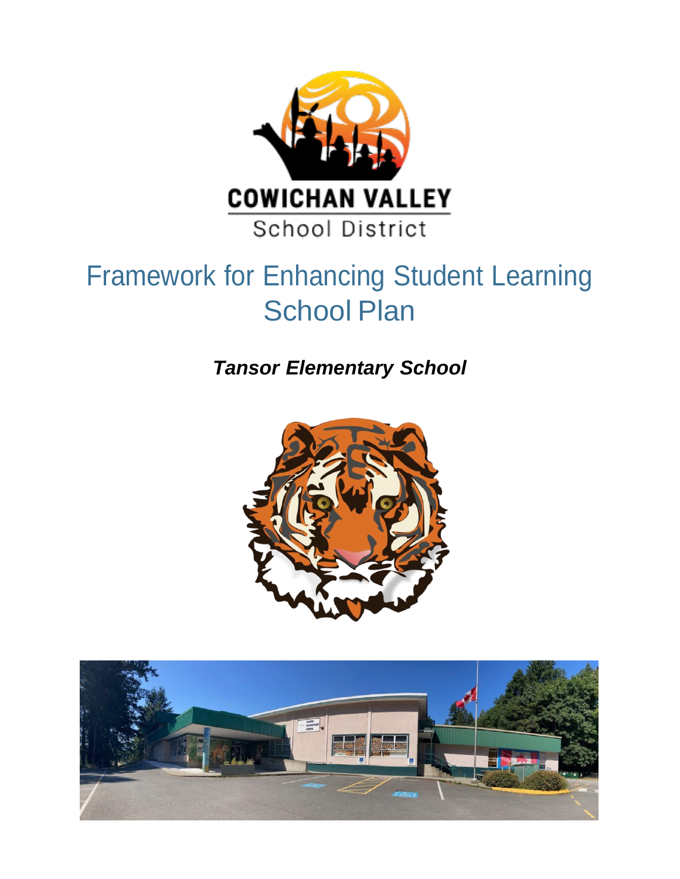COWICHAN VALLEY
School District

# Framework for Enhancing Student Learning School Plan

***Tansor Elementary School***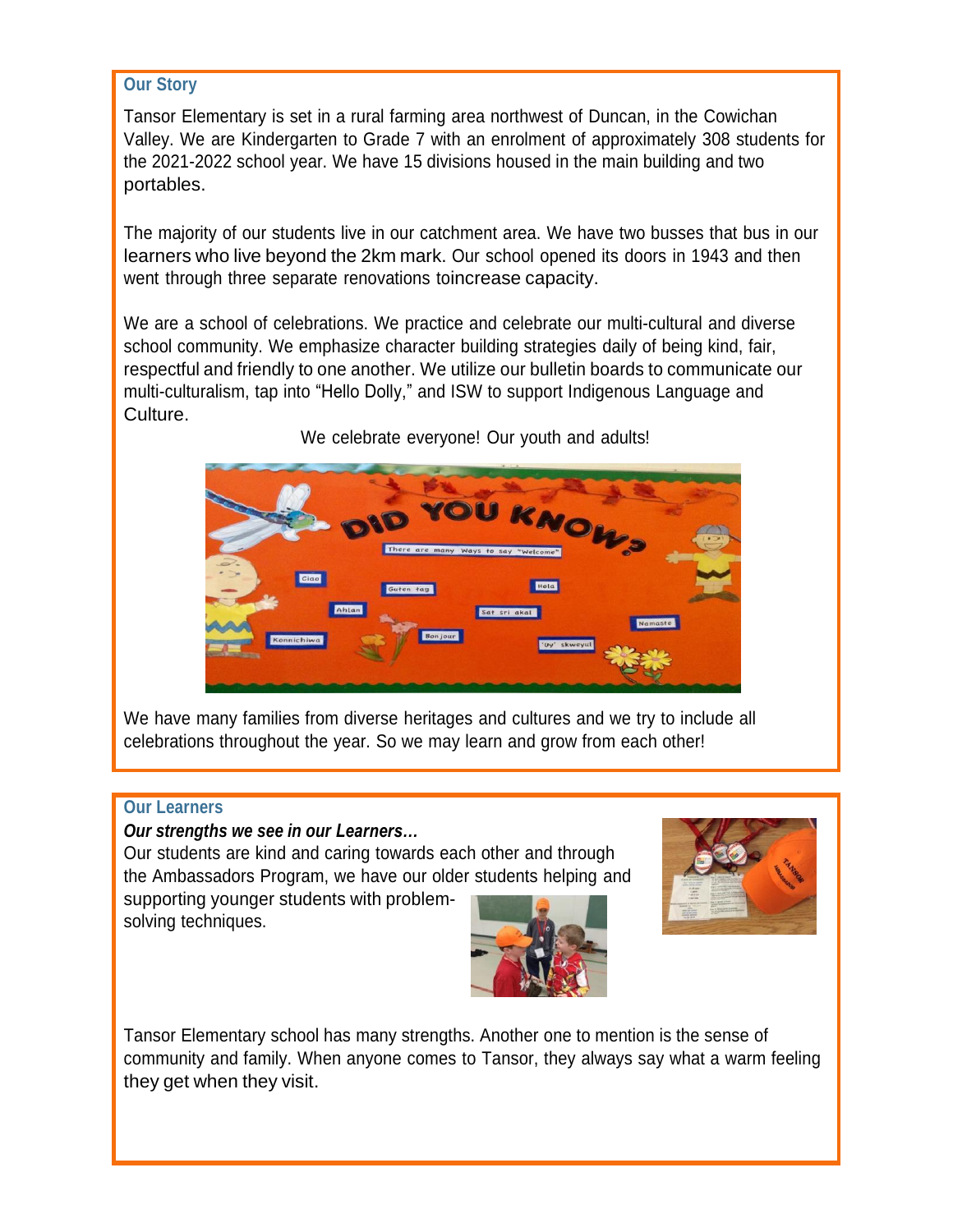## Our Story

Tansor Elementary is set in a rural farming area northwest of Duncan, in the Cowichan Valley. We are Kindergarten to Grade 7 with an enrolment of approximately 308 students for the 2021-2022 school year. We have 15 divisions housed in the main building and two portables.

The majority of our students live in our catchment area. We have two busses that bus in our learners who live beyond the 2km mark. Our school opened its doors in 1943 and then went through three separate renovations toincrease capacity.

We are a school of celebrations. We practice and celebrate our multi-cultural and diverse school community. We emphasize character building strategies daily of being kind, fair, respectful and friendly to one another. We utilize our bulletin boards to communicate our multi-culturalism, tap into "Hello Dolly," and ISW to support Indigenous Language and Culture.

We celebrate everyone! Our youth and adults!

We have many families from diverse heritages and cultures and we try to include all celebrations throughout the year. So we may learn and grow from each other!

## Our Learners

***Our strengths we see in our Learners…***

Our students are kind and caring towards each other and through the Ambassadors Program, we have our older students helping and supporting younger students with problem-solving techniques.

Tansor Elementary school has many strengths. Another one to mention is the sense of community and family. When anyone comes to Tansor, they always say what a warm feeling they get when they visit.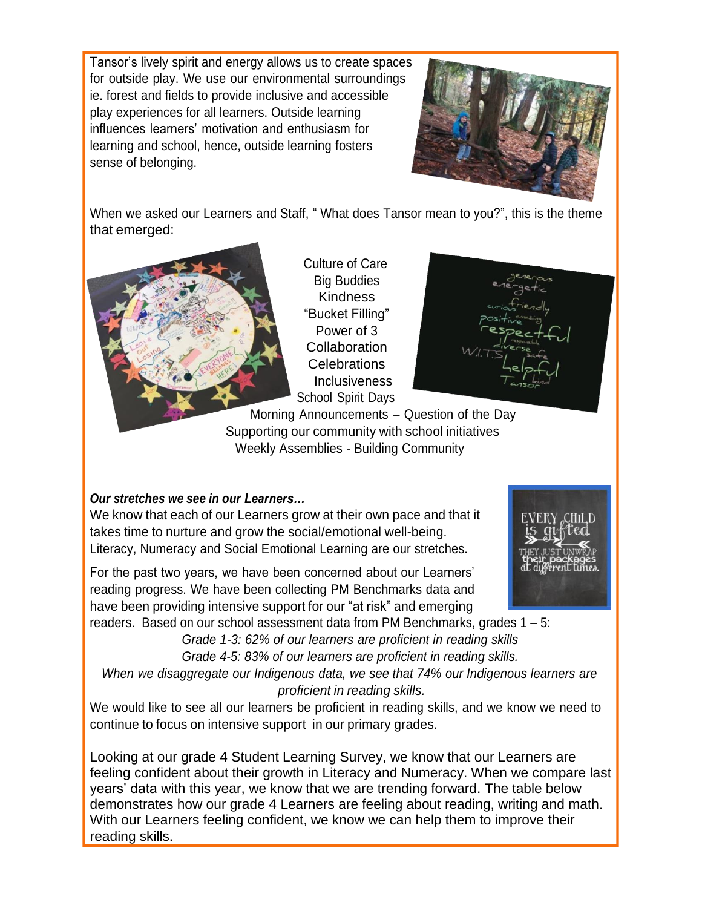Tansor's lively spirit and energy allows us to create spaces for outside play. We use our environmental surroundings ie. forest and fields to provide inclusive and accessible play experiences for all learners. Outside learning influences learners' motivation and enthusiasm for learning and school, hence, outside learning fosters sense of belonging.

When we asked our Learners and Staff, " What does Tansor mean to you?", this is the theme that emerged:

Culture of Care
Big Buddies
Kindness
"Bucket Filling"
Power of 3
Collaboration
Celebrations
Inclusiveness
School Spirit Days
Morning Announcements – Question of the Day
Supporting our community with school initiatives
Weekly Assemblies - Building Community

***Our stretches we see in our Learners…***

We know that each of our Learners grow at their own pace and that it takes time to nurture and grow the social/emotional well-being. Literacy, Numeracy and Social Emotional Learning are our stretches.

For the past two years, we have been concerned about our Learners' reading progress. We have been collecting PM Benchmarks data and have been providing intensive support for our "at risk" and emerging readers. Based on our school assessment data from PM Benchmarks, grades 1 – 5:

*Grade 1-3: 62% of our learners are proficient in reading skills*
*Grade 4-5: 83% of our learners are proficient in reading skills.*
*When we disaggregate our Indigenous data, we see that 74% our Indigenous learners are proficient in reading skills.*

We would like to see all our learners be proficient in reading skills, and we know we need to continue to focus on intensive support in our primary grades.

Looking at our grade 4 Student Learning Survey, we know that our Learners are feeling confident about their growth in Literacy and Numeracy. When we compare last years' data with this year, we know that we are trending forward. The table below demonstrates how our grade 4 Learners are feeling about reading, writing and math. With our Learners feeling confident, we know we can help them to improve their reading skills.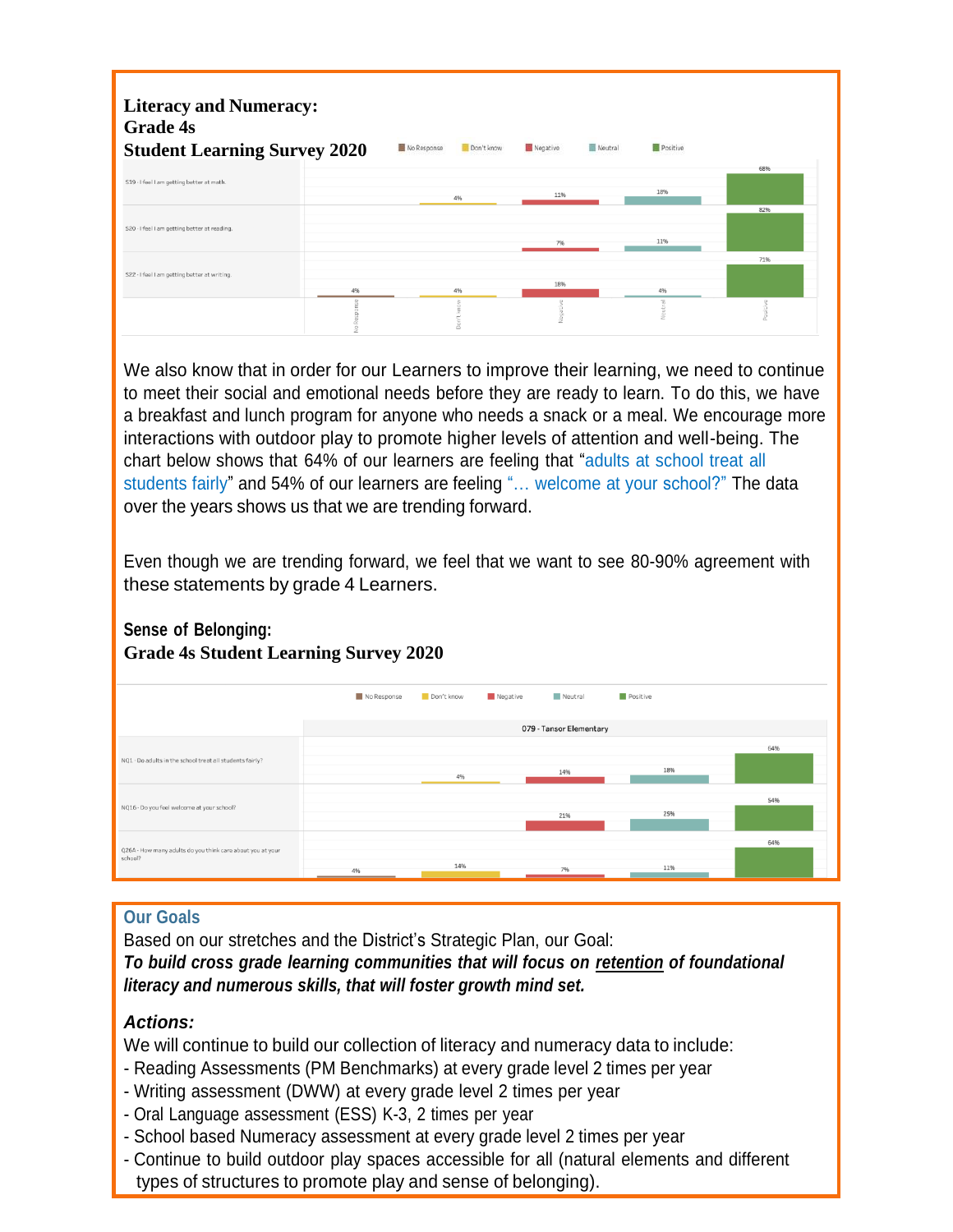**Literacy and Numeracy:**
**Grade 4s**
**Student Learning Survey 2020**

| Question | No Response | Don't know | Negative | Neutral | Positive |
|---|---|---|---|---|---|
| S19 - I feel I am getting better at math. | | 4% | 11% | 18% | 68% |
| S20 - I feel I am getting better at reading. | | | 7% | 11% | 82% |
| S22 - I feel I am getting better at writing. | 4% | 4% | 18% | 4% | 71% |

We also know that in order for our Learners to improve their learning, we need to continue to meet their social and emotional needs before they are ready to learn. To do this, we have a breakfast and lunch program for anyone who needs a snack or a meal. We encourage more interactions with outdoor play to promote higher levels of attention and well-being. The chart below shows that 64% of our learners are feeling that "adults at school treat all students fairly" and 54% of our learners are feeling "… welcome at your school?" The data over the years shows us that we are trending forward.

Even though we are trending forward, we feel that we want to see 80-90% agreement with these statements by grade 4 Learners.

**Sense of Belonging:**
**Grade 4s Student Learning Survey 2020**

079 - Tansor Elementary

| Question | No Response | Don't know | Negative | Neutral | Positive |
|---|---|---|---|---|---|
| NQ1 - Do adults in the school treat all students fairly? | | 4% | 14% | 18% | 64% |
| NQ16 - Do you feel welcome at your school? | | | 21% | 25% | 54% |
| Q26A - How many adults do you think care about you at your school? | 4% | 14% | 7% | 11% | 64% |

## Our Goals

Based on our stretches and the District's Strategic Plan, our Goal:
***To build cross grade learning communities that will focus on <u>retention</u> of foundational literacy and numerous skills, that will foster growth mind set.***

### *Actions:*

We will continue to build our collection of literacy and numeracy data to include:
- Reading Assessments (PM Benchmarks) at every grade level 2 times per year
- Writing assessment (DWW) at every grade level 2 times per year
- Oral Language assessment (ESS) K-3, 2 times per year
- School based Numeracy assessment at every grade level 2 times per year
- Continue to build outdoor play spaces accessible for all (natural elements and different types of structures to promote play and sense of belonging).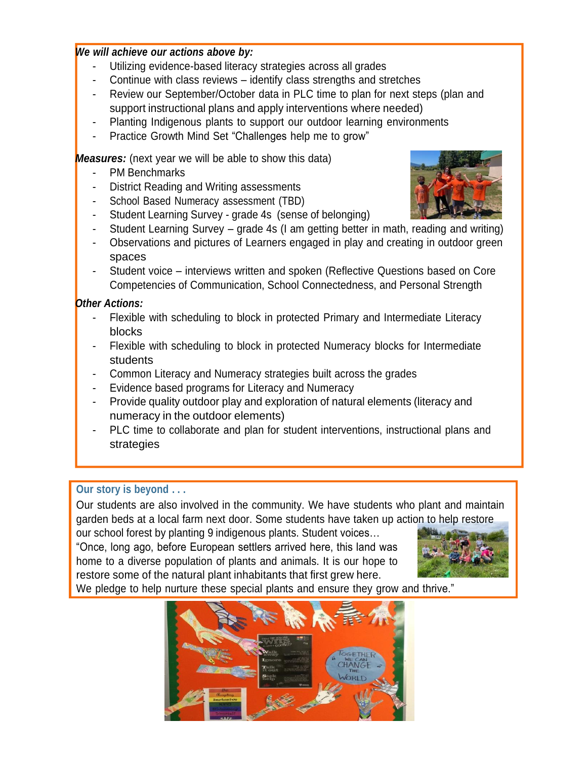***We will achieve our actions above by:***

- Utilizing evidence-based literacy strategies across all grades
- Continue with class reviews – identify class strengths and stretches
- Review our September/October data in PLC time to plan for next steps (plan and support instructional plans and apply interventions where needed)
- Planting Indigenous plants to support our outdoor learning environments
- Practice Growth Mind Set "Challenges help me to grow"

***Measures:*** (next year we will be able to show this data)

- PM Benchmarks
- District Reading and Writing assessments
- School Based Numeracy assessment (TBD)
- Student Learning Survey - grade 4s (sense of belonging)
- Student Learning Survey – grade 4s (I am getting better in math, reading and writing)
- Observations and pictures of Learners engaged in play and creating in outdoor green spaces
- Student voice – interviews written and spoken (Reflective Questions based on Core Competencies of Communication, School Connectedness, and Personal Strength

***Other Actions:***

- Flexible with scheduling to block in protected Primary and Intermediate Literacy blocks
- Flexible with scheduling to block in protected Numeracy blocks for Intermediate students
- Common Literacy and Numeracy strategies built across the grades
- Evidence based programs for Literacy and Numeracy
- Provide quality outdoor play and exploration of natural elements (literacy and numeracy in the outdoor elements)
- PLC time to collaborate and plan for student interventions, instructional plans and strategies

**Our story is beyond . . .**

Our students are also involved in the community. We have students who plant and maintain garden beds at a local farm next door. Some students have taken up action to help restore our school forest by planting 9 indigenous plants. Student voices…
"Once, long ago, before European settlers arrived here, this land was home to a diverse population of plants and animals. It is our hope to restore some of the natural plant inhabitants that first grew here.
We pledge to help nurture these special plants and ensure they grow and thrive."